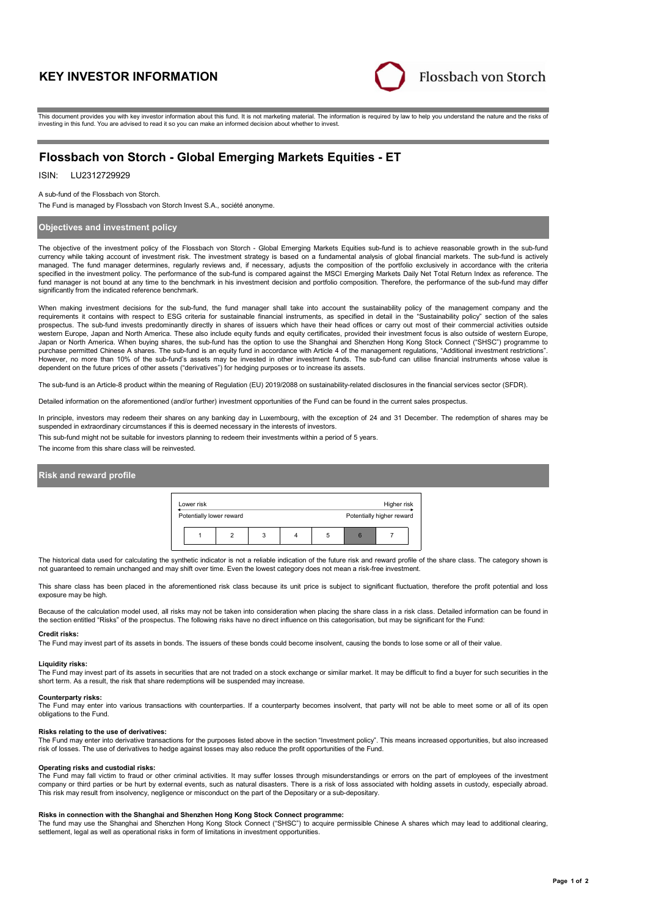# KEY INVESTOR INFORMATION

Flossbach von Storch

This document provides you with key investor information about this fund. It is not marketing material. The information is required by law to help you understand the nature and the risks of investing in this fund. You are advised to read it so you can make an informed decision about whether to invest.

## Flossbach von Storch - Global Emerging Markets Equities - ET

ISIN: LU2312729929

A sub-fund of the Flossbach von Storch.

The Fund is managed by Flossbach von Storch Invest S.A., société anonyme.

### Objectives and investment policy

The objective of the investment policy of the Flossbach von Storch - Global Emerging Markets Equities sub-fund is to achieve reasonable growth in the sub-fund currency while taking account of investment risk. The investment strategy is based on a fundamental analysis of global financial markets. The sub-fund is actively managed. The fund manager determines, regularly reviews and, if necessary, adjusts the composition of the portfolio exclusively in accordance with the criteria specified in the investment policy. The performance of the sub-fund is compared against the MSCI Emerging Markets Daily Net Total Return Index as reference. The fund manager is not bound at any time to the benchmark in his investment decision and portfolio composition. Therefore, the performance of the sub-fund may differ significantly from the indicated reference benchmark.

When making investment decisions for the sub-fund, the fund manager shall take into account the sustainability policy of the management company and the requirements it contains with respect to ESG criteria for sustainable financial instruments, as specified in detail in the "Sustainability policy" section of the sales prospectus. The sub-fund invests predominantly directly in shares of issuers which have their head offices or carry out most of their commercial activities outside western Europe, Japan and North America. These also include equity funds and equity certificates, provided their investment focus is also outside of western Europe, Japan or North America. When buying shares, the sub-fund has the option to use the Shanghai and Shenzhen Hong Kong Stock Connect ("SHSC") programme to purchase permitted Chinese A shares. The sub-fund is an equity fund in accordance with Article 4 of the management regulations, "Additional investment restrictions". However, no more than 10% of the sub-fund's assets may be invested in other investment funds. The sub-fund can utilise financial instruments whose value is dependent on the future prices of other assets ("derivatives") for hedging purposes or to increase its assets.

The sub-fund is an Article-8 product within the meaning of Regulation (EU) 2019/2088 on sustainability-related disclosures in the financial services sector (SFDR).

Detailed information on the aforementioned (and/or further) investment opportunities of the Fund can be found in the current sales prospectus.

In principle, investors may redeem their shares on any banking day in Luxembourg, with the exception of 24 and 31 December. The redemption of shares may be suspended in extraordinary circumstances if this is deemed necessary in the interests of investors.

This sub-fund might not be suitable for investors planning to redeem their investments within a period of 5 years.

The income from this share class will be reinvested.

### Risk and reward profile

| Lower risk | | | | | | Higher risk |
|---|---|---|---|---|---|---|
| Potentially lower reward | | | | | | Potentially higher reward |
| 1 | 2 | 3 | 4 | 5 | **6** | 7 |

The historical data used for calculating the synthetic indicator is not a reliable indication of the future risk and reward profile of the share class. The category shown is not guaranteed to remain unchanged and may shift over time. Even the lowest category does not mean a risk-free investment.

This share class has been placed in the aforementioned risk class because its unit price is subject to significant fluctuation, therefore the profit potential and loss exposure may be high.

Because of the calculation model used, all risks may not be taken into consideration when placing the share class in a risk class. Detailed information can be found in the section entitled "Risks" of the prospectus. The following risks have no direct influence on this categorisation, but may be significant for the Fund:

**Credit risks:**
The Fund may invest part of its assets in bonds. The issuers of these bonds could become insolvent, causing the bonds to lose some or all of their value.

**Liquidity risks:**
The Fund may invest part of its assets in securities that are not traded on a stock exchange or similar market. It may be difficult to find a buyer for such securities in the short term. As a result, the risk that share redemptions will be suspended may increase.

**Counterparty risks:**
The Fund may enter into various transactions with counterparties. If a counterparty becomes insolvent, that party will not be able to meet some or all of its open obligations to the Fund.

**Risks relating to the use of derivatives:**
The Fund may enter into derivative transactions for the purposes listed above in the section "Investment policy". This means increased opportunities, but also increased risk of losses. The use of derivatives to hedge against losses may also reduce the profit opportunities of the Fund.

**Operating risks and custodial risks:**
The Fund may fall victim to fraud or other criminal activities. It may suffer losses through misunderstandings or errors on the part of employees of the investment company or third parties or be hurt by external events, such as natural disasters. There is a risk of loss associated with holding assets in custody, especially abroad. This risk may result from insolvency, negligence or misconduct on the part of the Depositary or a sub-depositary.

**Risks in connection with the Shanghai and Shenzhen Hong Kong Stock Connect programme:**
The fund may use the Shanghai and Shenzhen Hong Kong Stock Connect ("SHSC") to acquire permissible Chinese A shares which may lead to additional clearing, settlement, legal as well as operational risks in form of limitations in investment opportunities.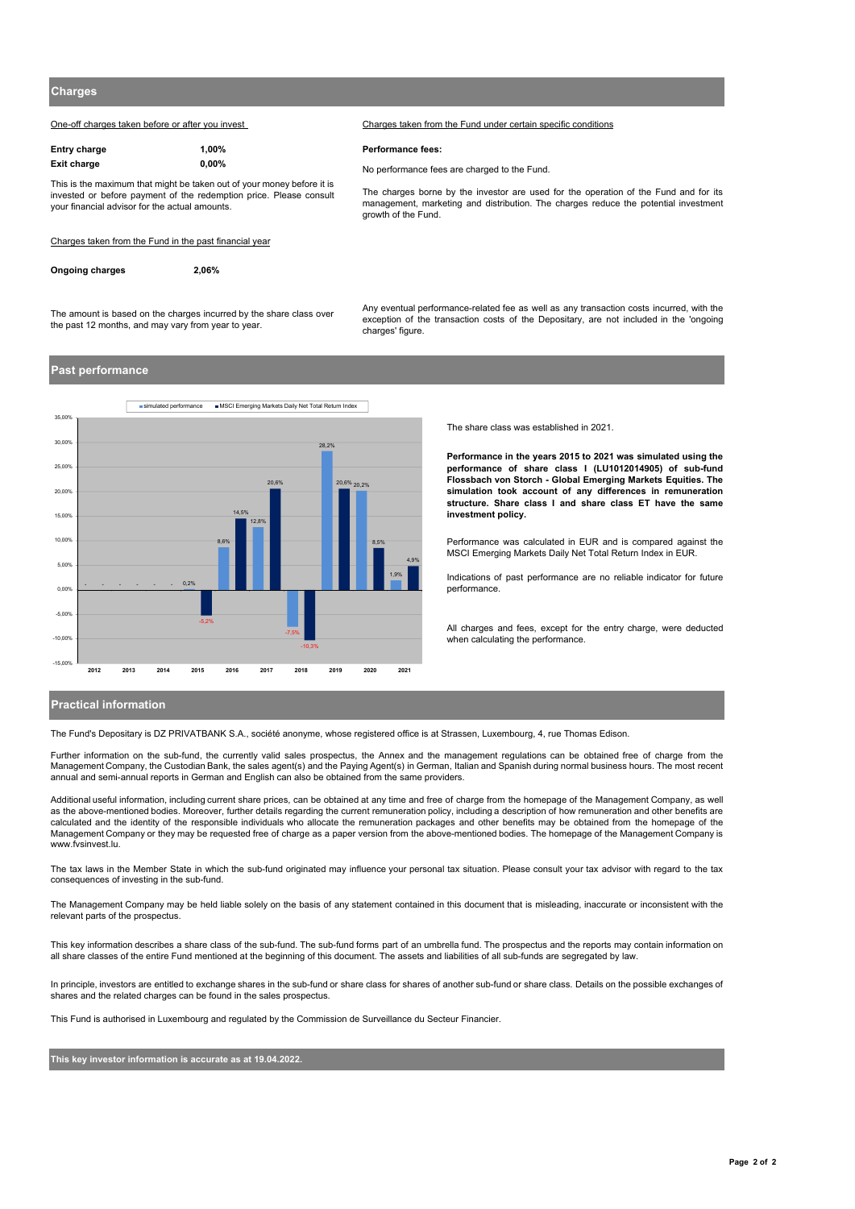## Charges

One-off charges taken before or after you invest

| | |
|---|---|
| **Entry charge** | **1,00%** |
| **Exit charge** | **0,00%** |

This is the maximum that might be taken out of your money before it is invested or before payment of the redemption price. Please consult your financial advisor for the actual amounts.

Charges taken from the Fund in the past financial year

| | |
|---|---|
| **Ongoing charges** | **2,06%** |

The amount is based on the charges incurred by the share class over the past 12 months, and may vary from year to year.

Charges taken from the Fund under certain specific conditions

**Performance fees:**

No performance fees are charged to the Fund.

The charges borne by the investor are used for the operation of the Fund and for its management, marketing and distribution. The charges reduce the potential investment growth of the Fund.

Any eventual performance-related fee as well as any transaction costs incurred, with the exception of the transaction costs of the Depositary, are not included in the 'ongoing charges' figure.

## Past performance

simulated performance
MSCI Emerging Markets Daily Net Total Return Index

35,00%
30,00%
25,00%
20,00%
15,00%
10,00%
5,00%
0,00%
-5,00%
-10,00%
-15,00%

2012 2013 2014 2015 2016 2017 2018 2019 2020 2021

- - - - - - 0,2% -5,2% 8,6% 14,5% 12,8% 20,6% -7,5% -10,3% 28,2% 20,6% 20,2% 8,5% 1,9% 4,9%

The share class was established in 2021.

**Performance in the years 2015 to 2021 was simulated using the performance of share class I (LU1012014905) of sub-fund Flossbach von Storch - Global Emerging Markets Equities. The simulation took account of any differences in remuneration structure. Share class I and share class ET have the same investment policy.**

Performance was calculated in EUR and is compared against the MSCI Emerging Markets Daily Net Total Return Index in EUR.

Indications of past performance are no reliable indicator for future performance.

All charges and fees, except for the entry charge, were deducted when calculating the performance.

## Practical information

The Fund's Depositary is DZ PRIVATBANK S.A., société anonyme, whose registered office is at Strassen, Luxembourg, 4, rue Thomas Edison.

Further information on the sub-fund, the currently valid sales prospectus, the Annex and the management regulations can be obtained free of charge from the Management Company, the Custodian Bank, the sales agent(s) and the Paying Agent(s) in German, Italian and Spanish during normal business hours. The most recent annual and semi-annual reports in German and English can also be obtained from the same providers.

Additional useful information, including current share prices, can be obtained at any time and free of charge from the homepage of the Management Company, as well as the above-mentioned bodies. Moreover, further details regarding the current remuneration policy, including a description of how remuneration and other benefits are calculated and the identity of the responsible individuals who allocate the remuneration packages and other benefits may be obtained from the homepage of the Management Company or they may be requested free of charge as a paper version from the above-mentioned bodies. The homepage of the Management Company is www.fvsinvest.lu.

The tax laws in the Member State in which the sub-fund originated may influence your personal tax situation. Please consult your tax advisor with regard to the tax consequences of investing in the sub-fund.

The Management Company may be held liable solely on the basis of any statement contained in this document that is misleading, inaccurate or inconsistent with the relevant parts of the prospectus.

This key information describes a share class of the sub-fund. The sub-fund forms part of an umbrella fund. The prospectus and the reports may contain information on all share classes of the entire Fund mentioned at the beginning of this document. The assets and liabilities of all sub-funds are segregated by law.

In principle, investors are entitled to exchange shares in the sub-fund or share class for shares of another sub-fund or share class. Details on the possible exchanges of shares and the related charges can be found in the sales prospectus.

This Fund is authorised in Luxembourg and regulated by the Commission de Surveillance du Secteur Financier.

**This key investor information is accurate as at 19.04.2022.**